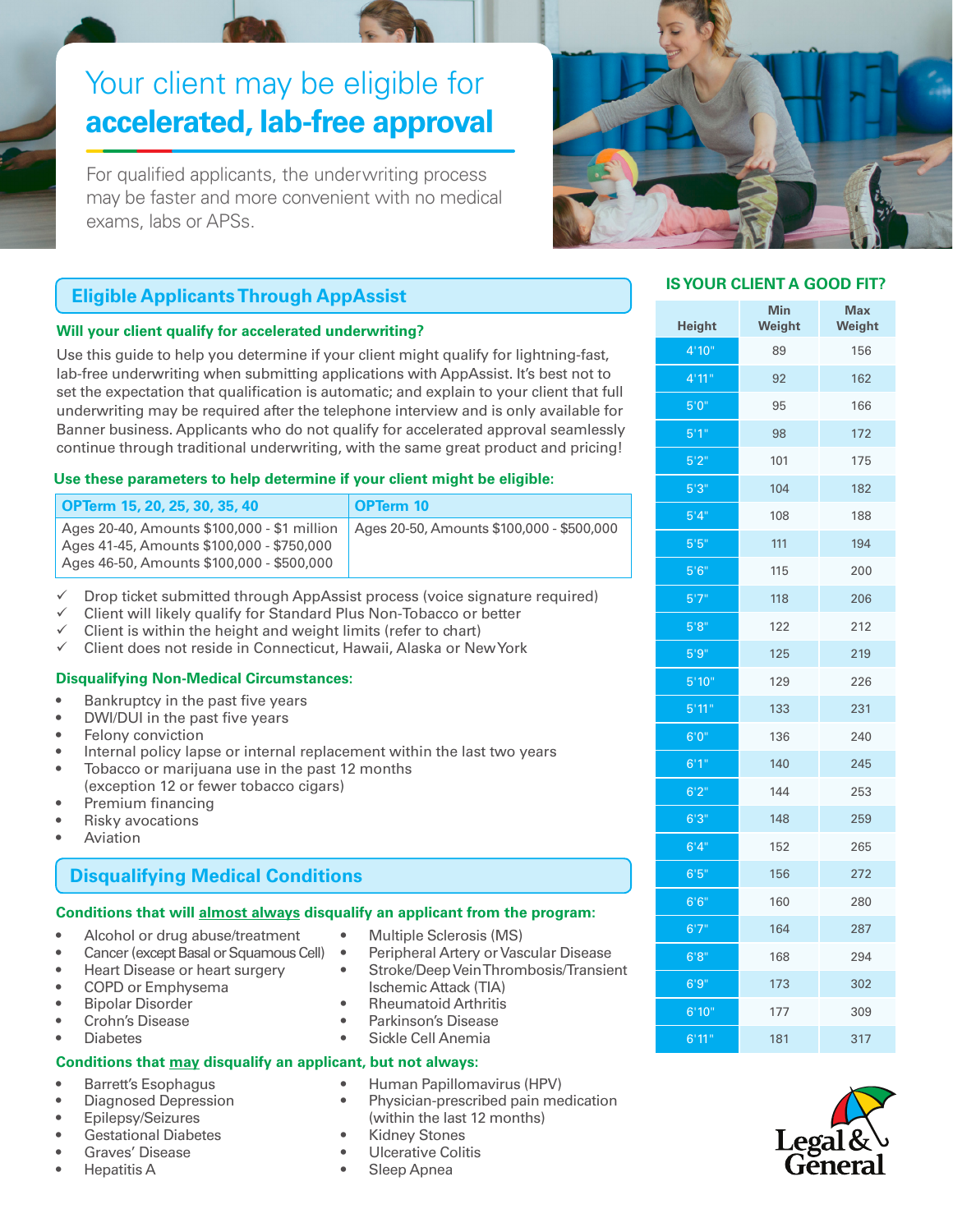# Your client may be eligible for **accelerated, lab-free approval**

For qualified applicants, the underwriting process may be faster and more convenient with no medical exams, labs or APSs.

## Eligible Applicants Through AppAssist

### Will your client qualify for accelerated underwriting?

Use this guide to help you determine if your client might qualify for lightning-fast, lab-free underwriting when submitting applications with AppAssist. It's best not to set the expectation that qualification is automatic; and explain to your client that full underwriting may be required after the telephone interview and is only available for Banner business. Applicants who do not qualify for accelerated approval seamlessly continue through traditional underwriting, with the same great product and pricing!

### Use these parameters to help determine if your client might be eligible:

| OPTerm 15, 20, 25, 30, 35, 40 | OPTerm 10 |
|---|---|
| Ages 20-40, Amounts $100,000 - $1 million<br>Ages 41-45, Amounts $100,000 - $750,000<br>Ages 46-50, Amounts $100,000 - $500,000 | Ages 20-50, Amounts $100,000 - $500,000 |

- ✓ Drop ticket submitted through AppAssist process (voice signature required)
- ✓ Client will likely qualify for Standard Plus Non-Tobacco or better
- ✓ Client is within the height and weight limits (refer to chart)
- ✓ Client does not reside in Connecticut, Hawaii, Alaska or New York

### Disqualifying Non-Medical Circumstances:

- Bankruptcy in the past five years
- DWI/DUI in the past five years
- Felony conviction
- Internal policy lapse or internal replacement within the last two years
- Tobacco or marijuana use in the past 12 months (exception 12 or fewer tobacco cigars)
- Premium financing
- Risky avocations
- Aviation

## Disqualifying Medical Conditions

### Conditions that will almost always disqualify an applicant from the program:

- Alcohol or drug abuse/treatment
- Cancer (except Basal or Squamous Cell)
- Heart Disease or heart surgery
- COPD or Emphysema
- Bipolar Disorder
- Crohn's Disease
- Diabetes
- Multiple Sclerosis (MS)
- Peripheral Artery or Vascular Disease
- Stroke/Deep Vein Thrombosis/Transient Ischemic Attack (TIA)
- Rheumatoid Arthritis
- Parkinson's Disease
- Sickle Cell Anemia

### Conditions that may disqualify an applicant, but not always:

- Barrett's Esophagus
- Diagnosed Depression
- Epilepsy/Seizures
- Gestational Diabetes
- Graves' Disease
- Hepatitis A
- Human Papillomavirus (HPV)
- Physician-prescribed pain medication (within the last 12 months)
- Kidney Stones
- Ulcerative Colitis
- Sleep Apnea

## IS YOUR CLIENT A GOOD FIT?

| Height | Min Weight | Max Weight |
|---|---|---|
| 4'10" | 89 | 156 |
| 4'11" | 92 | 162 |
| 5'0" | 95 | 166 |
| 5'1" | 98 | 172 |
| 5'2" | 101 | 175 |
| 5'3" | 104 | 182 |
| 5'4" | 108 | 188 |
| 5'5" | 111 | 194 |
| 5'6" | 115 | 200 |
| 5'7" | 118 | 206 |
| 5'8" | 122 | 212 |
| 5'9" | 125 | 219 |
| 5'10" | 129 | 226 |
| 5'11" | 133 | 231 |
| 6'0" | 136 | 240 |
| 6'1" | 140 | 245 |
| 6'2" | 144 | 253 |
| 6'3" | 148 | 259 |
| 6'4" | 152 | 265 |
| 6'5" | 156 | 272 |
| 6'6" | 160 | 280 |
| 6'7" | 164 | 287 |
| 6'8" | 168 | 294 |
| 6'9" | 173 | 302 |
| 6'10" | 177 | 309 |
| 6'11" | 181 | 317 |

Legal & General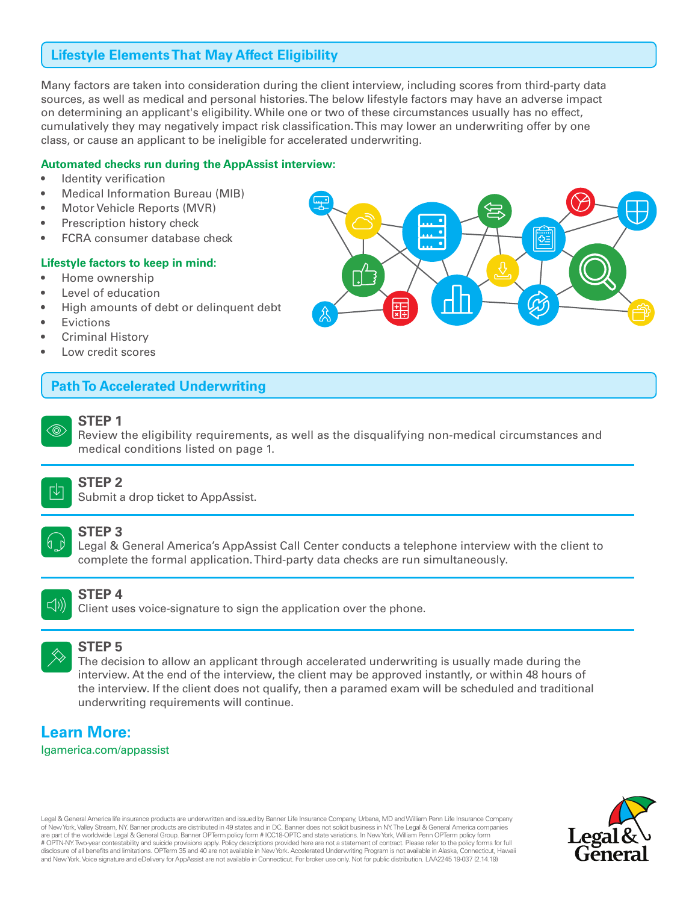## Lifestyle Elements That May Affect Eligibility

Many factors are taken into consideration during the client interview, including scores from third-party data sources, as well as medical and personal histories. The below lifestyle factors may have an adverse impact on determining an applicant's eligibility. While one or two of these circumstances usually has no effect, cumulatively they may negatively impact risk classification. This may lower an underwriting offer by one class, or cause an applicant to be ineligible for accelerated underwriting.

**Automated checks run during the AppAssist interview:**

- Identity verification
- Medical Information Bureau (MIB)
- Motor Vehicle Reports (MVR)
- Prescription history check
- FCRA consumer database check

**Lifestyle factors to keep in mind:**

- Home ownership
- Level of education
- High amounts of debt or delinquent debt
- Evictions
- Criminal History
- Low credit scores

## Path To Accelerated Underwriting

### STEP 1

Review the eligibility requirements, as well as the disqualifying non-medical circumstances and medical conditions listed on page 1.

### STEP 2

Submit a drop ticket to AppAssist.

### STEP 3

Legal & General America's AppAssist Call Center conducts a telephone interview with the client to complete the formal application. Third-party data checks are run simultaneously.

### STEP 4

Client uses voice-signature to sign the application over the phone.

### STEP 5

The decision to allow an applicant through accelerated underwriting is usually made during the interview. At the end of the interview, the client may be approved instantly, or within 48 hours of the interview. If the client does not qualify, then a paramed exam will be scheduled and traditional underwriting requirements will continue.

## Learn More:

lgamerica.com/appassist

Legal & General America life insurance products are underwritten and issued by Banner Life Insurance Company, Urbana, MD and William Penn Life Insurance Company of New York, Valley Stream, NY. Banner products are distributed in 49 states and in DC. Banner does not solicit business in NY. The Legal & General America companies are part of the worldwide Legal & General Group. Banner OPTerm policy form # ICC18-OPTC and state variations. In New York, William Penn OPTerm policy form # OPTN-NY. Two-year contestability and suicide provisions apply. Policy descriptions provided here are not a statement of contract. Please refer to the policy forms for full disclosure of all benefits and limitations. OPTerm 35 and 40 are not available in New York. Accelerated Underwriting Program is not available in Alaska, Connecticut, Hawaii and New York. Voice signature and eDelivery for AppAssist are not available in Connecticut. For broker use only. Not for public distribution. LAA2245 19-037 (2.14.19)

Legal & General